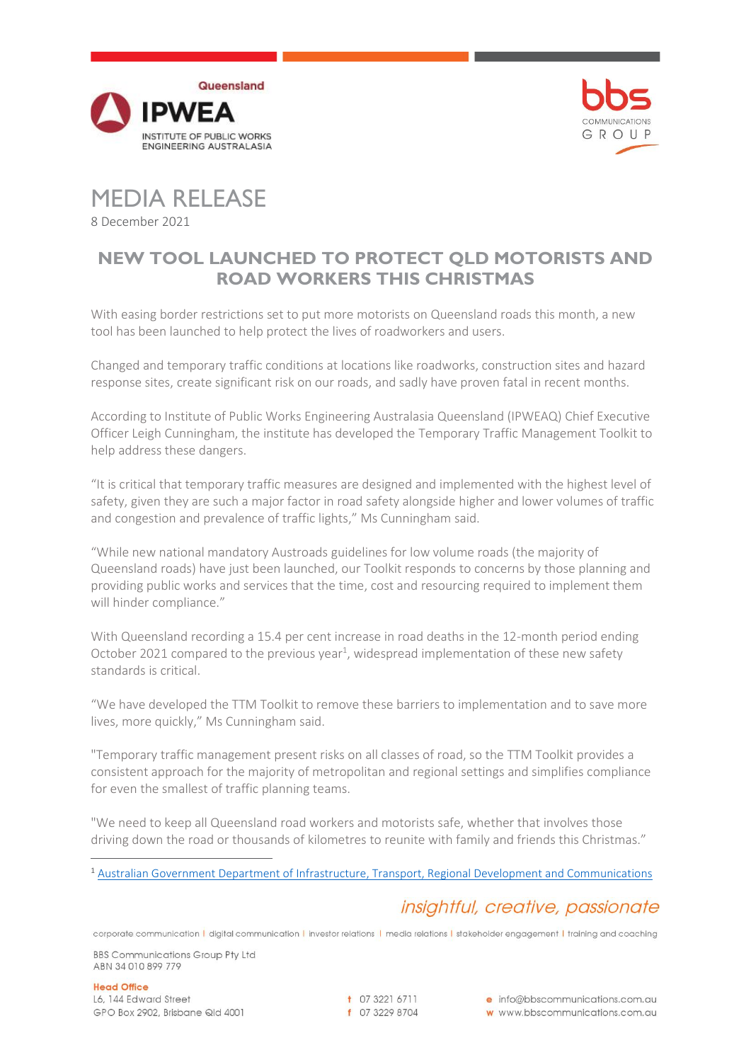Queensland IPWEA INSTITUTE OF PUBLIC WORKS ENGINEERING AUSTRALASIA

bbs COMMUNICATIONS GROUP

# MEDIA RELEASE

8 December 2021

## NEW TOOL LAUNCHED TO PROTECT QLD MOTORISTS AND ROAD WORKERS THIS CHRISTMAS

With easing border restrictions set to put more motorists on Queensland roads this month, a new tool has been launched to help protect the lives of roadworkers and users.

Changed and temporary traffic conditions at locations like roadworks, construction sites and hazard response sites, create significant risk on our roads, and sadly have proven fatal in recent months.

According to Institute of Public Works Engineering Australasia Queensland (IPWEAQ) Chief Executive Officer Leigh Cunningham, the institute has developed the Temporary Traffic Management Toolkit to help address these dangers.

"It is critical that temporary traffic measures are designed and implemented with the highest level of safety, given they are such a major factor in road safety alongside higher and lower volumes of traffic and congestion and prevalence of traffic lights," Ms Cunningham said.

"While new national mandatory Austroads guidelines for low volume roads (the majority of Queensland roads) have just been launched, our Toolkit responds to concerns by those planning and providing public works and services that the time, cost and resourcing required to implement them will hinder compliance."

With Queensland recording a 15.4 per cent increase in road deaths in the 12-month period ending October 2021 compared to the previous year[1], widespread implementation of these new safety standards is critical.

"We have developed the TTM Toolkit to remove these barriers to implementation and to save more lives, more quickly," Ms Cunningham said.

"Temporary traffic management present risks on all classes of road, so the TTM Toolkit provides a consistent approach for the majority of metropolitan and regional settings and simplifies compliance for even the smallest of traffic planning teams.

"We need to keep all Queensland road workers and motorists safe, whether that involves those driving down the road or thousands of kilometres to reunite with family and friends this Christmas."

[1] Australian Government Department of Infrastructure, Transport, Regional Development and Communications

*insightful, creative, passionate*

corporate communication | digital communication | investor relations | media relations | stakeholder engagement | training and coaching

BBS Communications Group Pty Ltd
ABN 34 010 899 779

**Head Office**
L6, 144 Edward Street
GPO Box 2902, Brisbane Qld 4001

t 07 3221 6711
f 07 3229 8704

e info@bbscommunications.com.au
w www.bbscommunications.com.au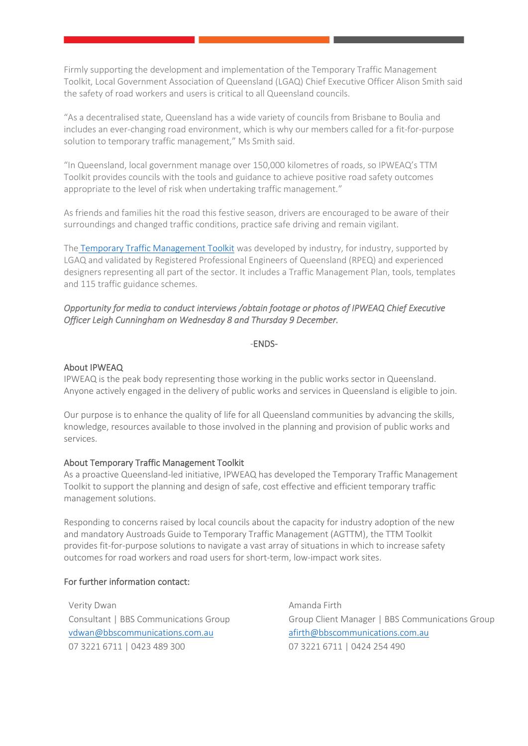Firmly supporting the development and implementation of the Temporary Traffic Management Toolkit, Local Government Association of Queensland (LGAQ) Chief Executive Officer Alison Smith said the safety of road workers and users is critical to all Queensland councils.

"As a decentralised state, Queensland has a wide variety of councils from Brisbane to Boulia and includes an ever-changing road environment, which is why our members called for a fit-for-purpose solution to temporary traffic management," Ms Smith said.

"In Queensland, local government manage over 150,000 kilometres of roads, so IPWEAQ's TTM Toolkit provides councils with the tools and guidance to achieve positive road safety outcomes appropriate to the level of risk when undertaking traffic management."

As friends and families hit the road this festive season, drivers are encouraged to be aware of their surroundings and changed traffic conditions, practice safe driving and remain vigilant.

The [Temporary Traffic Management Toolkit](#) was developed by industry, for industry, supported by LGAQ and validated by Registered Professional Engineers of Queensland (RPEQ) and experienced designers representing all part of the sector. It includes a Traffic Management Plan, tools, templates and 115 traffic guidance schemes.

*Opportunity for media to conduct interviews /obtain footage or photos of IPWEAQ Chief Executive Officer Leigh Cunningham on Wednesday 8 and Thursday 9 December.*

-ENDS-

### About IPWEAQ

IPWEAQ is the peak body representing those working in the public works sector in Queensland. Anyone actively engaged in the delivery of public works and services in Queensland is eligible to join.

Our purpose is to enhance the quality of life for all Queensland communities by advancing the skills, knowledge, resources available to those involved in the planning and provision of public works and services.

### About Temporary Traffic Management Toolkit

As a proactive Queensland-led initiative, IPWEAQ has developed the Temporary Traffic Management Toolkit to support the planning and design of safe, cost effective and efficient temporary traffic management solutions.

Responding to concerns raised by local councils about the capacity for industry adoption of the new and mandatory Austroads Guide to Temporary Traffic Management (AGTTM), the TTM Toolkit provides fit-for-purpose solutions to navigate a vast array of situations in which to increase safety outcomes for road workers and road users for short-term, low-impact work sites.

### For further information contact:

Verity Dwan
Consultant | BBS Communications Group
vdwan@bbscommunications.com.au
07 3221 6711 | 0423 489 300

Amanda Firth
Group Client Manager | BBS Communications Group
afirth@bbscommunications.com.au
07 3221 6711 | 0424 254 490